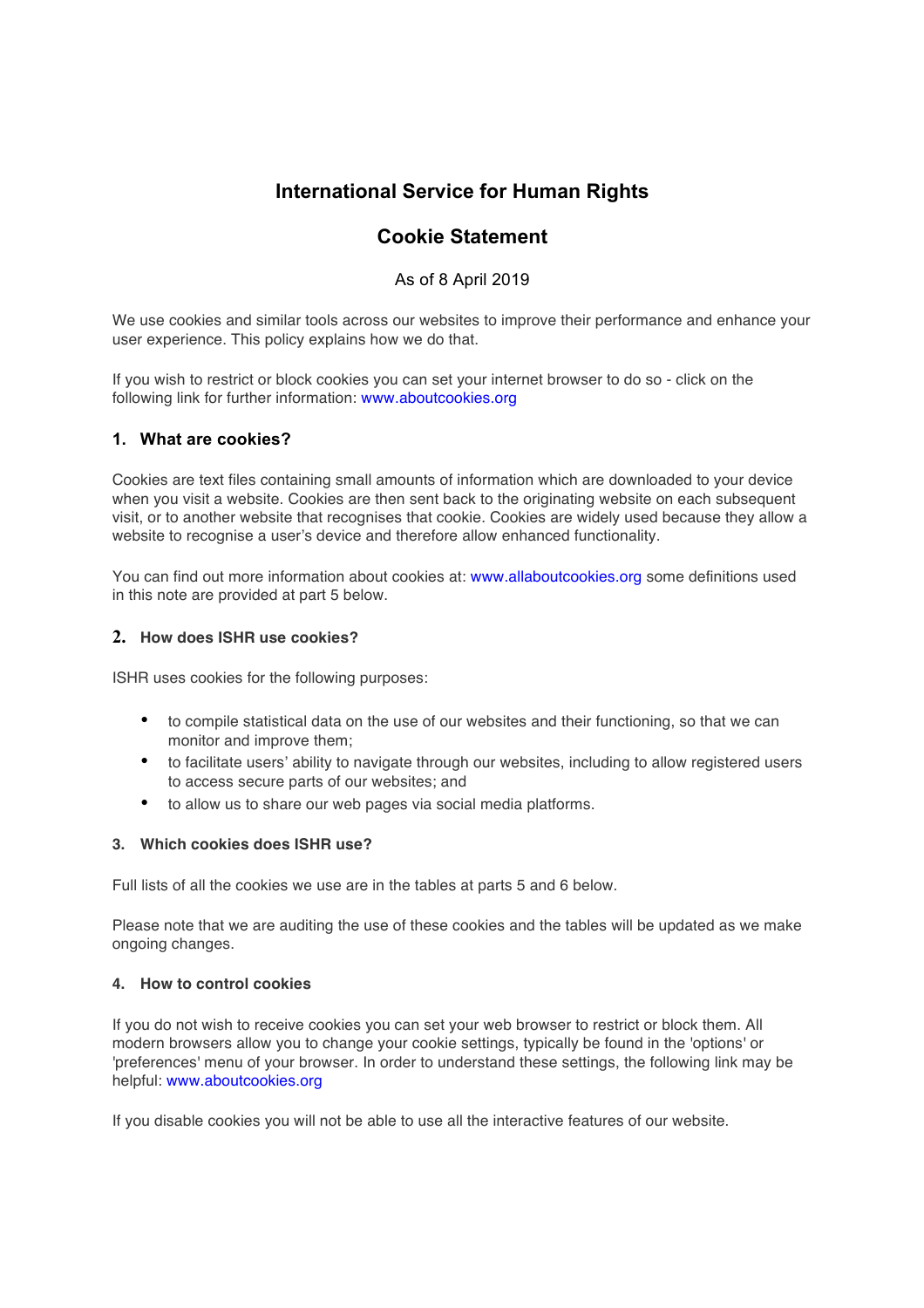# International Service for Human Rights

## Cookie Statement

As of 8 April 2019

We use cookies and similar tools across our websites to improve their performance and enhance your user experience. This policy explains how we do that.

If you wish to restrict or block cookies you can set your internet browser to do so - click on the following link for further information: www.aboutcookies.org

### 1. What are cookies?

Cookies are text files containing small amounts of information which are downloaded to your device when you visit a website. Cookies are then sent back to the originating website on each subsequent visit, or to another website that recognises that cookie. Cookies are widely used because they allow a website to recognise a user's device and therefore allow enhanced functionality.

You can find out more information about cookies at: www.allaboutcookies.org some definitions used in this note are provided at part 5 below.

### 2. How does ISHR use cookies?

ISHR uses cookies for the following purposes:

- to compile statistical data on the use of our websites and their functioning, so that we can monitor and improve them;
- to facilitate users' ability to navigate through our websites, including to allow registered users to access secure parts of our websites; and
- to allow us to share our web pages via social media platforms.

### 3. Which cookies does ISHR use?

Full lists of all the cookies we use are in the tables at parts 5 and 6 below.

Please note that we are auditing the use of these cookies and the tables will be updated as we make ongoing changes.

### 4. How to control cookies

If you do not wish to receive cookies you can set your web browser to restrict or block them. All modern browsers allow you to change your cookie settings, typically be found in the 'options' or 'preferences' menu of your browser. In order to understand these settings, the following link may be helpful: www.aboutcookies.org

If you disable cookies you will not be able to use all the interactive features of our website.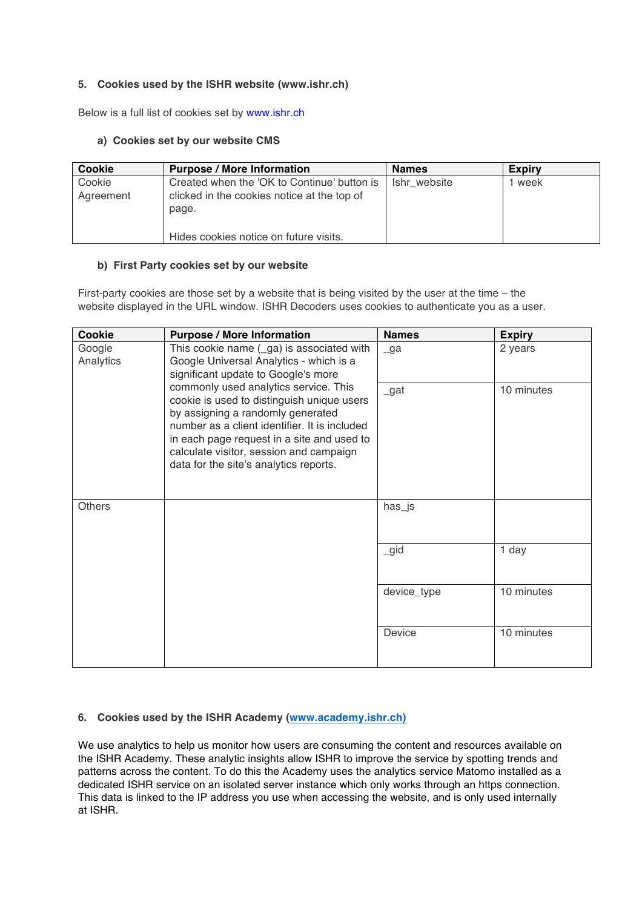## 5. Cookies used by the ISHR website (www.ishr.ch)

Below is a full list of cookies set by www.ishr.ch

### a) Cookies set by our website CMS

| Cookie | Purpose / More Information | Names | Expiry |
|---|---|---|---|
| Cookie Agreement | Created when the 'OK to Continue' button is clicked in the cookies notice at the top of page.<br><br>Hides cookies notice on future visits. | Ishr_website | 1 week |

### b) First Party cookies set by our website

First-party cookies are those set by a website that is being visited by the user at the time – the website displayed in the URL window. ISHR Decoders uses cookies to authenticate you as a user.

| Cookie | Purpose / More Information | Names | Expiry |
|---|---|---|---|
| Google Analytics | This cookie name (_ga) is associated with Google Universal Analytics - which is a significant update to Google's more commonly used analytics service. This cookie is used to distinguish unique users by assigning a randomly generated number as a client identifier. It is included in each page request in a site and used to calculate visitor, session and campaign data for the site's analytics reports. | _ga | 2 years |
| | | _gat | 10 minutes |
| Others | | has_js | |
| | | _gid | 1 day |
| | | device_type | 10 minutes |
| | | Device | 10 minutes |

## 6. Cookies used by the ISHR Academy (www.academy.ishr.ch)

We use analytics to help us monitor how users are consuming the content and resources available on the ISHR Academy. These analytic insights allow ISHR to improve the service by spotting trends and patterns across the content. To do this the Academy uses the analytics service Matomo installed as a dedicated ISHR service on an isolated server instance which only works through an https connection. This data is linked to the IP address you use when accessing the website, and is only used internally at ISHR.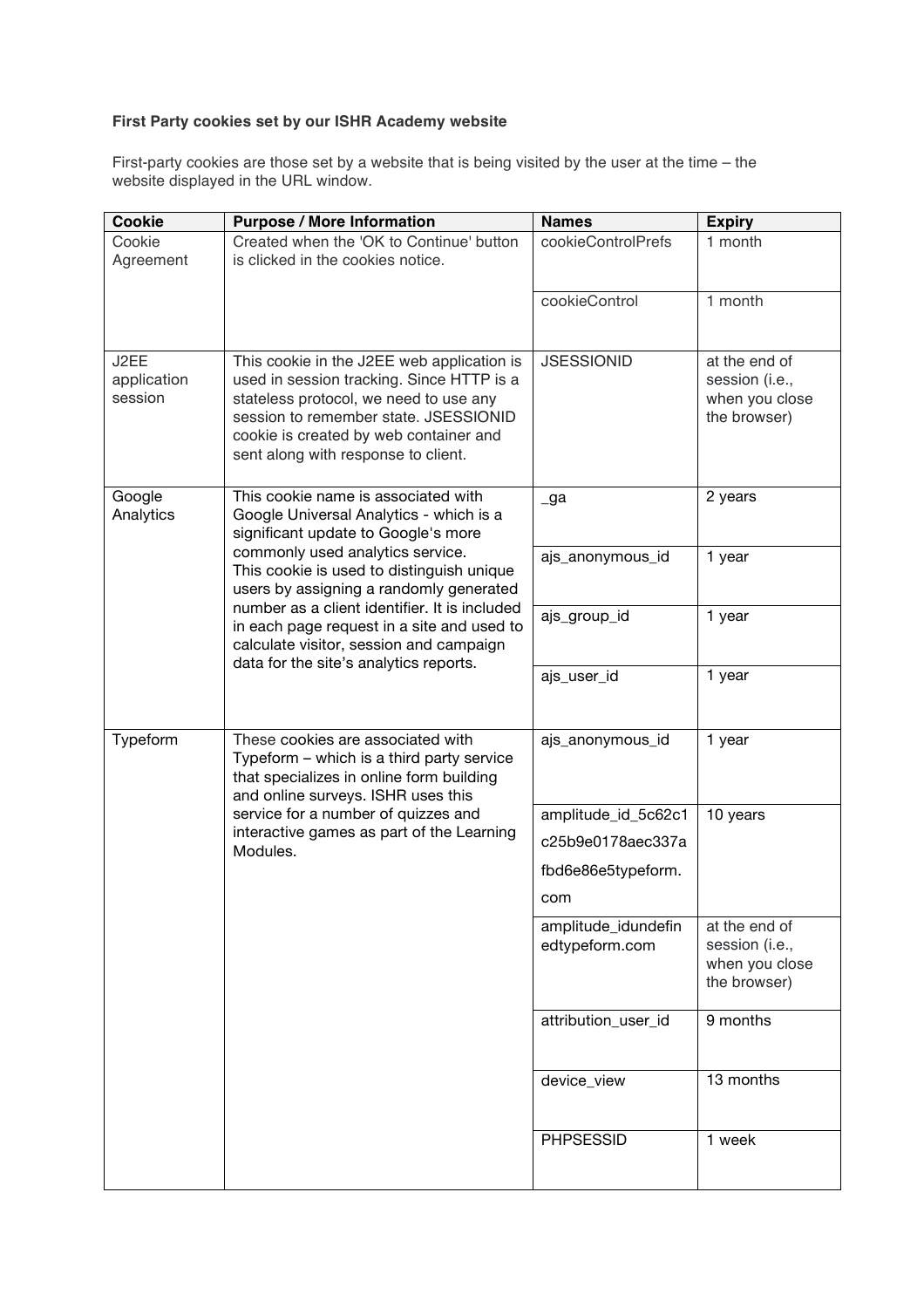**First Party cookies set by our ISHR Academy website**

First-party cookies are those set by a website that is being visited by the user at the time – the website displayed in the URL window.

| Cookie | Purpose / More Information | Names | Expiry |
|---|---|---|---|
| Cookie Agreement | Created when the 'OK to Continue' button is clicked in the cookies notice. | cookieControlPrefs | 1 month |
| | | cookieControl | 1 month |
| J2EE application session | This cookie in the J2EE web application is used in session tracking. Since HTTP is a stateless protocol, we need to use any session to remember state. JSESSIONID cookie is created by web container and sent along with response to client. | JSESSIONID | at the end of session (i.e., when you close the browser) |
| Google Analytics | This cookie name is associated with Google Universal Analytics - which is a significant update to Google's more commonly used analytics service. This cookie is used to distinguish unique users by assigning a randomly generated number as a client identifier. It is included in each page request in a site and used to calculate visitor, session and campaign data for the site's analytics reports. | _ga | 2 years |
| | | ajs_anonymous_id | 1 year |
| | | ajs_group_id | 1 year |
| | | ajs_user_id | 1 year |
| Typeform | These cookies are associated with Typeform – which is a third party service that specializes in online form building and online surveys. ISHR uses this service for a number of quizzes and interactive games as part of the Learning Modules. | ajs_anonymous_id | 1 year |
| | | amplitude_id_5c62c1c25b9e0178aec337afbd6e86e5typeform.com | 10 years |
| | | amplitude_idundefinedtypeform.com | at the end of session (i.e., when you close the browser) |
| | | attribution_user_id | 9 months |
| | | device_view | 13 months |
| | | PHPSESSID | 1 week |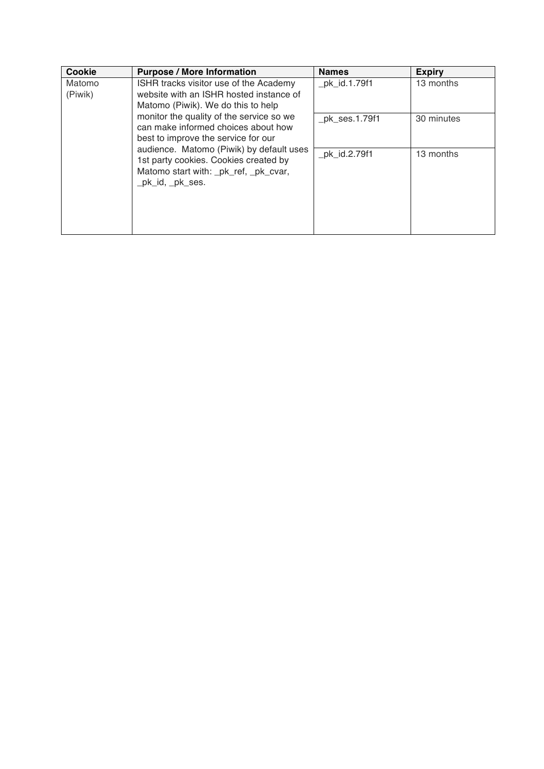| Cookie | Purpose / More Information | Names | Expiry |
| --- | --- | --- | --- |
| Matomo (Piwik) | ISHR tracks visitor use of the Academy website with an ISHR hosted instance of Matomo (Piwik). We do this to help monitor the quality of the service so we can make informed choices about how best to improve the service for our audience. Matomo (Piwik) by default uses 1st party cookies. Cookies created by Matomo start with: _pk_ref, _pk_cvar, _pk_id, _pk_ses. | _pk_id.1.79f1 | 13 months |
| | | _pk_ses.1.79f1 | 30 minutes |
| | | _pk_id.2.79f1 | 13 months |